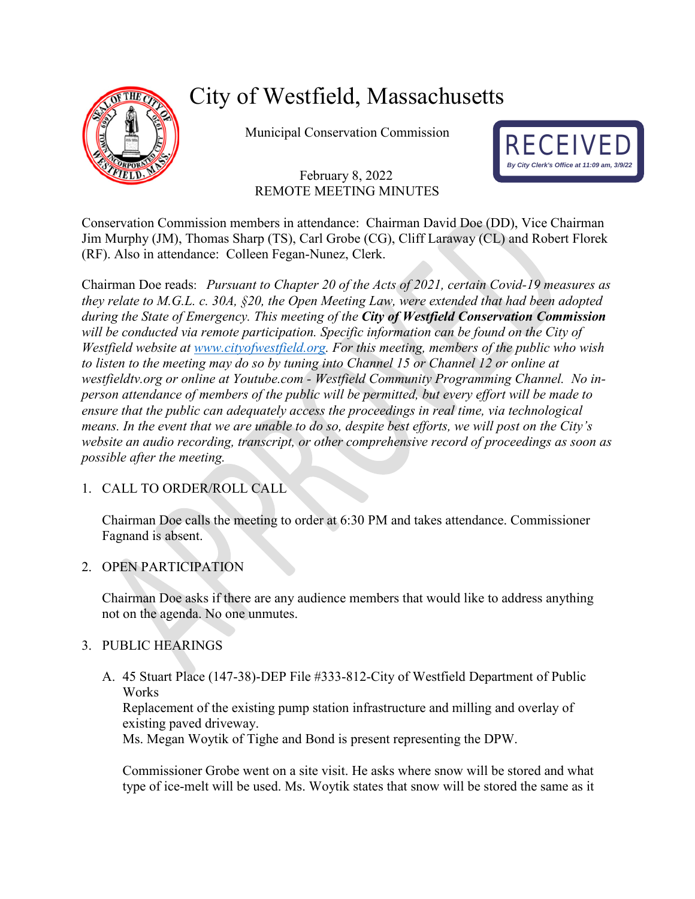# City of Westfield, Massachusetts

Municipal Conservation Commission

RECEIVED
By City Clerk's Office at 11:09 am, 3/9/22

February 8, 2022
REMOTE MEETING MINUTES

Conservation Commission members in attendance: Chairman David Doe (DD), Vice Chairman Jim Murphy (JM), Thomas Sharp (TS), Carl Grobe (CG), Cliff Laraway (CL) and Robert Florek (RF). Also in attendance: Colleen Fegan-Nunez, Clerk.

Chairman Doe reads: *Pursuant to Chapter 20 of the Acts of 2021, certain Covid-19 measures as they relate to M.G.L. c. 30A, §20, the Open Meeting Law, were extended that had been adopted during the State of Emergency. This meeting of the* ***City of Westfield Conservation Commission*** *will be conducted via remote participation. Specific information can be found on the City of Westfield website at [www.cityofwestfield.org](http://www.cityofwestfield.org). For this meeting, members of the public who wish to listen to the meeting may do so by tuning into Channel 15 or Channel 12 or online at westfieldtv.org or online at Youtube.com - Westfield Community Programming Channel. No in-person attendance of members of the public will be permitted, but every effort will be made to ensure that the public can adequately access the proceedings in real time, via technological means. In the event that we are unable to do so, despite best efforts, we will post on the City's website an audio recording, transcript, or other comprehensive record of proceedings as soon as possible after the meeting.*

1. CALL TO ORDER/ROLL CALL

   Chairman Doe calls the meeting to order at 6:30 PM and takes attendance. Commissioner Fagnand is absent.

2. OPEN PARTICIPATION

   Chairman Doe asks if there are any audience members that would like to address anything not on the agenda. No one unmutes.

3. PUBLIC HEARINGS

   A. 45 Stuart Place (147-38)-DEP File #333-812-City of Westfield Department of Public Works
      Replacement of the existing pump station infrastructure and milling and overlay of existing paved driveway.
      Ms. Megan Woytik of Tighe and Bond is present representing the DPW.

      Commissioner Grobe went on a site visit. He asks where snow will be stored and what type of ice-melt will be used. Ms. Woytik states that snow will be stored the same as it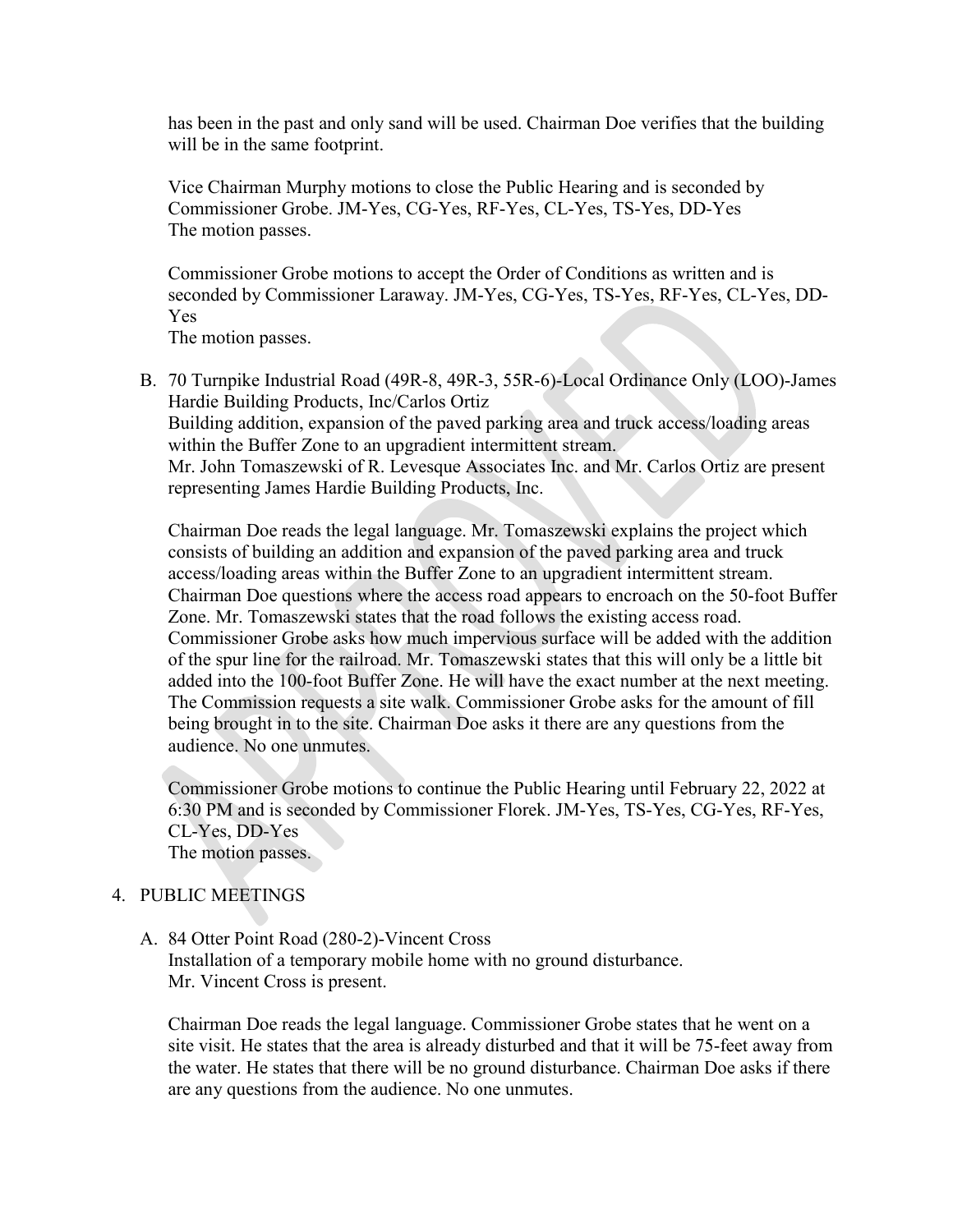has been in the past and only sand will be used. Chairman Doe verifies that the building will be in the same footprint.

Vice Chairman Murphy motions to close the Public Hearing and is seconded by Commissioner Grobe. JM-Yes, CG-Yes, RF-Yes, CL-Yes, TS-Yes, DD-Yes
The motion passes.

Commissioner Grobe motions to accept the Order of Conditions as written and is seconded by Commissioner Laraway. JM-Yes, CG-Yes, TS-Yes, RF-Yes, CL-Yes, DD-Yes
The motion passes.

B. 70 Turnpike Industrial Road (49R-8, 49R-3, 55R-6)-Local Ordinance Only (LOO)-James Hardie Building Products, Inc/Carlos Ortiz
Building addition, expansion of the paved parking area and truck access/loading areas within the Buffer Zone to an upgradient intermittent stream.
Mr. John Tomaszewski of R. Levesque Associates Inc. and Mr. Carlos Ortiz are present representing James Hardie Building Products, Inc.

Chairman Doe reads the legal language. Mr. Tomaszewski explains the project which consists of building an addition and expansion of the paved parking area and truck access/loading areas within the Buffer Zone to an upgradient intermittent stream. Chairman Doe questions where the access road appears to encroach on the 50-foot Buffer Zone. Mr. Tomaszewski states that the road follows the existing access road. Commissioner Grobe asks how much impervious surface will be added with the addition of the spur line for the railroad. Mr. Tomaszewski states that this will only be a little bit added into the 100-foot Buffer Zone. He will have the exact number at the next meeting. The Commission requests a site walk. Commissioner Grobe asks for the amount of fill being brought in to the site. Chairman Doe asks it there are any questions from the audience. No one unmutes.

Commissioner Grobe motions to continue the Public Hearing until February 22, 2022 at 6:30 PM and is seconded by Commissioner Florek. JM-Yes, TS-Yes, CG-Yes, RF-Yes, CL-Yes, DD-Yes
The motion passes.

4. PUBLIC MEETINGS

A. 84 Otter Point Road (280-2)-Vincent Cross
Installation of a temporary mobile home with no ground disturbance.
Mr. Vincent Cross is present.

Chairman Doe reads the legal language. Commissioner Grobe states that he went on a site visit. He states that the area is already disturbed and that it will be 75-feet away from the water. He states that there will be no ground disturbance. Chairman Doe asks if there are any questions from the audience. No one unmutes.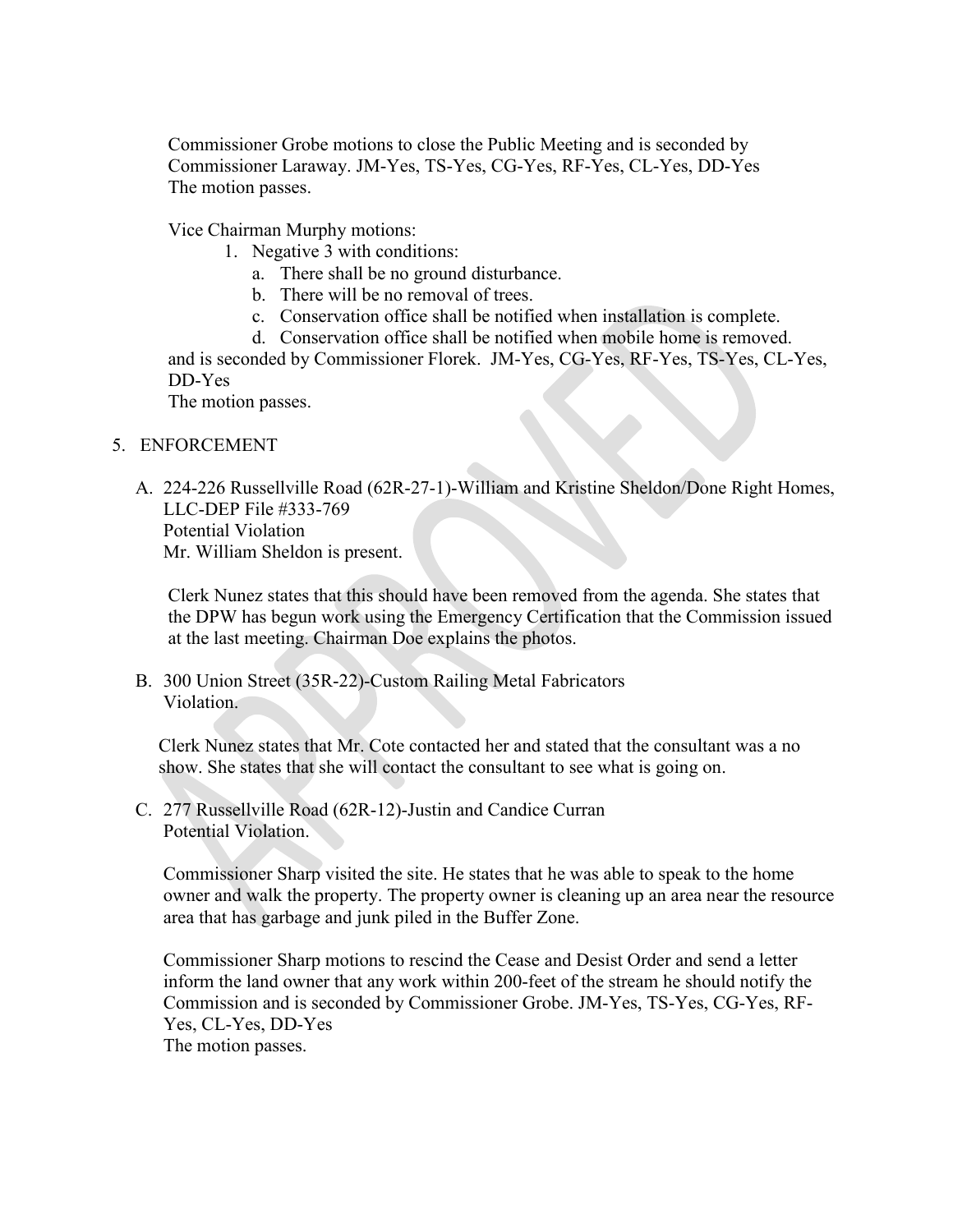Commissioner Grobe motions to close the Public Meeting and is seconded by Commissioner Laraway. JM-Yes, TS-Yes, CG-Yes, RF-Yes, CL-Yes, DD-Yes
The motion passes.

Vice Chairman Murphy motions:

1. Negative 3 with conditions:
   a. There shall be no ground disturbance.
   b. There will be no removal of trees.
   c. Conservation office shall be notified when installation is complete.
   d. Conservation office shall be notified when mobile home is removed.

and is seconded by Commissioner Florek. JM-Yes, CG-Yes, RF-Yes, TS-Yes, CL-Yes, DD-Yes
The motion passes.

5. ENFORCEMENT

A. 224-226 Russellville Road (62R-27-1)-William and Kristine Sheldon/Done Right Homes, LLC-DEP File #333-769
Potential Violation
Mr. William Sheldon is present.

Clerk Nunez states that this should have been removed from the agenda. She states that the DPW has begun work using the Emergency Certification that the Commission issued at the last meeting. Chairman Doe explains the photos.

B. 300 Union Street (35R-22)-Custom Railing Metal Fabricators
Violation.

Clerk Nunez states that Mr. Cote contacted her and stated that the consultant was a no show. She states that she will contact the consultant to see what is going on.

C. 277 Russellville Road (62R-12)-Justin and Candice Curran
Potential Violation.

Commissioner Sharp visited the site. He states that he was able to speak to the home owner and walk the property. The property owner is cleaning up an area near the resource area that has garbage and junk piled in the Buffer Zone.

Commissioner Sharp motions to rescind the Cease and Desist Order and send a letter inform the land owner that any work within 200-feet of the stream he should notify the Commission and is seconded by Commissioner Grobe. JM-Yes, TS-Yes, CG-Yes, RF-Yes, CL-Yes, DD-Yes
The motion passes.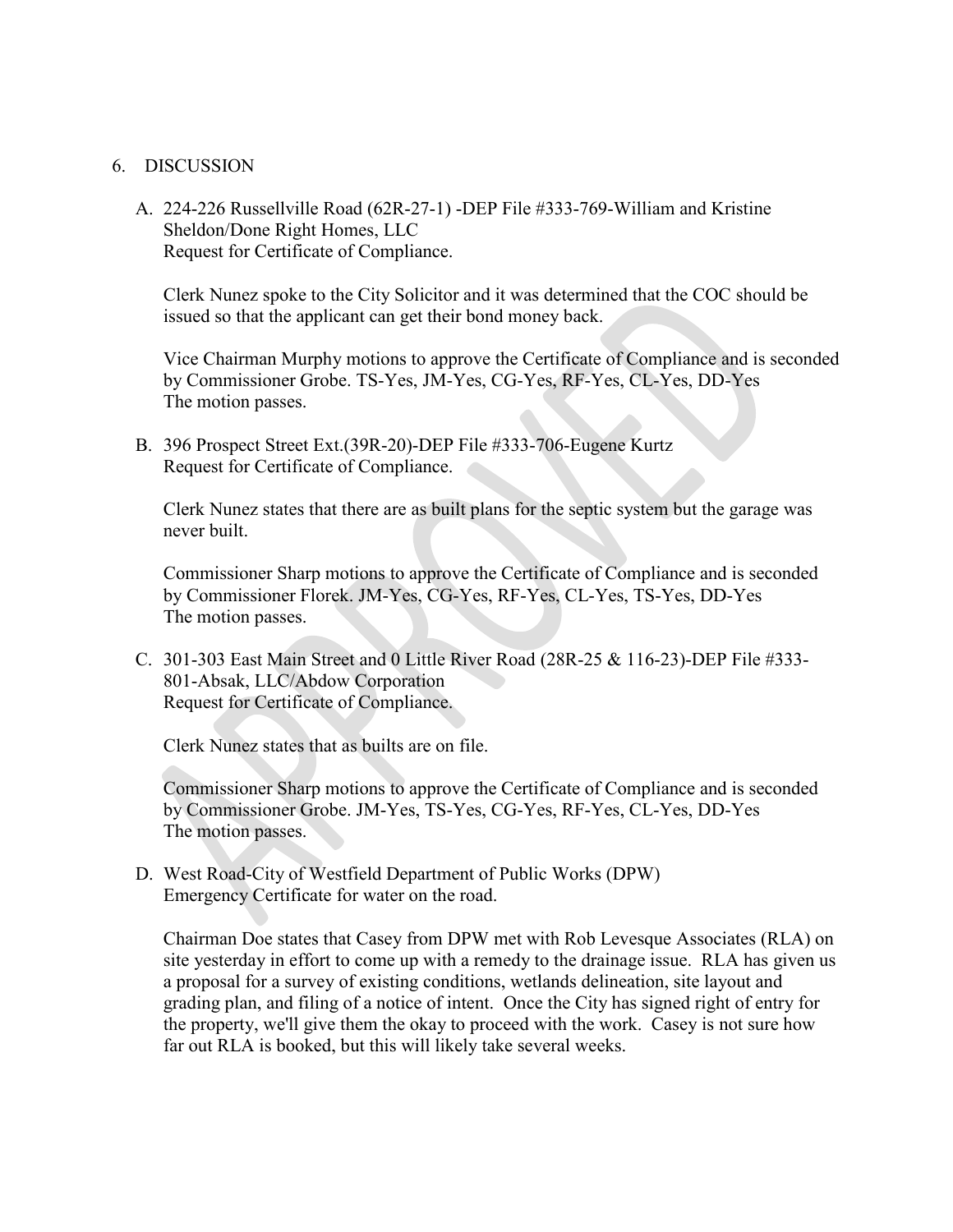6. DISCUSSION

A. 224-226 Russellville Road (62R-27-1) -DEP File #333-769-William and Kristine Sheldon/Done Right Homes, LLC
Request for Certificate of Compliance.

Clerk Nunez spoke to the City Solicitor and it was determined that the COC should be issued so that the applicant can get their bond money back.

Vice Chairman Murphy motions to approve the Certificate of Compliance and is seconded by Commissioner Grobe. TS-Yes, JM-Yes, CG-Yes, RF-Yes, CL-Yes, DD-Yes
The motion passes.

B. 396 Prospect Street Ext.(39R-20)-DEP File #333-706-Eugene Kurtz
Request for Certificate of Compliance.

Clerk Nunez states that there are as built plans for the septic system but the garage was never built.

Commissioner Sharp motions to approve the Certificate of Compliance and is seconded by Commissioner Florek. JM-Yes, CG-Yes, RF-Yes, CL-Yes, TS-Yes, DD-Yes
The motion passes.

C. 301-303 East Main Street and 0 Little River Road (28R-25 & 116-23)-DEP File #333-801-Absak, LLC/Abdow Corporation
Request for Certificate of Compliance.

Clerk Nunez states that as builts are on file.

Commissioner Sharp motions to approve the Certificate of Compliance and is seconded by Commissioner Grobe. JM-Yes, TS-Yes, CG-Yes, RF-Yes, CL-Yes, DD-Yes
The motion passes.

D. West Road-City of Westfield Department of Public Works (DPW)
Emergency Certificate for water on the road.

Chairman Doe states that Casey from DPW met with Rob Levesque Associates (RLA) on site yesterday in effort to come up with a remedy to the drainage issue. RLA has given us a proposal for a survey of existing conditions, wetlands delineation, site layout and grading plan, and filing of a notice of intent. Once the City has signed right of entry for the property, we'll give them the okay to proceed with the work. Casey is not sure how far out RLA is booked, but this will likely take several weeks.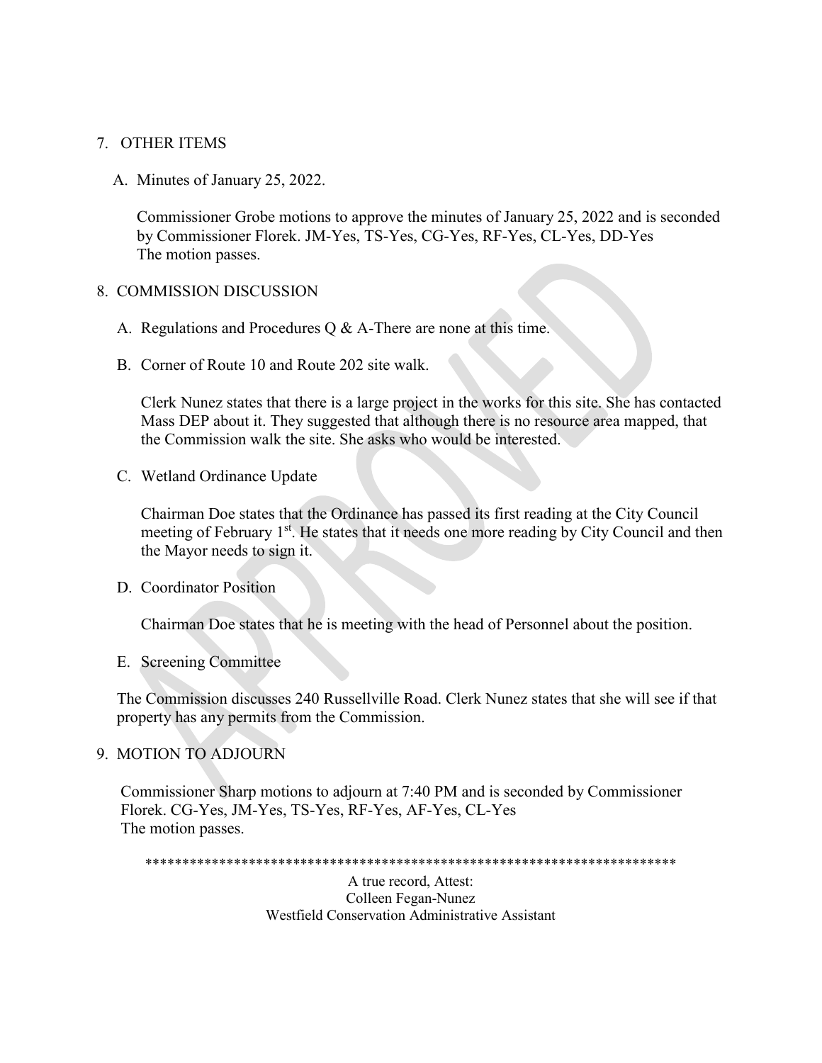7. OTHER ITEMS

   A. Minutes of January 25, 2022.

      Commissioner Grobe motions to approve the minutes of January 25, 2022 and is seconded by Commissioner Florek. JM-Yes, TS-Yes, CG-Yes, RF-Yes, CL-Yes, DD-Yes
      The motion passes.

8. COMMISSION DISCUSSION

   A. Regulations and Procedures Q & A-There are none at this time.

   B. Corner of Route 10 and Route 202 site walk.

      Clerk Nunez states that there is a large project in the works for this site. She has contacted Mass DEP about it. They suggested that although there is no resource area mapped, that the Commission walk the site. She asks who would be interested.

   C. Wetland Ordinance Update

      Chairman Doe states that the Ordinance has passed its first reading at the City Council meeting of February 1st. He states that it needs one more reading by City Council and then the Mayor needs to sign it.

   D. Coordinator Position

      Chairman Doe states that he is meeting with the head of Personnel about the position.

   E. Screening Committee

   The Commission discusses 240 Russellville Road. Clerk Nunez states that she will see if that property has any permits from the Commission.

9. MOTION TO ADJOURN

   Commissioner Sharp motions to adjourn at 7:40 PM and is seconded by Commissioner Florek. CG-Yes, JM-Yes, TS-Yes, RF-Yes, AF-Yes, CL-Yes
   The motion passes.

\*\*\*\*\*\*\*\*\*\*\*\*\*\*\*\*\*\*\*\*\*\*\*\*\*\*\*\*\*\*\*\*\*\*\*\*\*\*\*\*\*\*\*\*\*\*\*\*\*\*\*\*\*\*\*\*\*\*\*\*\*\*\*\*\*\*\*\*\*\*\*\*

A true record, Attest:
Colleen Fegan-Nunez
Westfield Conservation Administrative Assistant